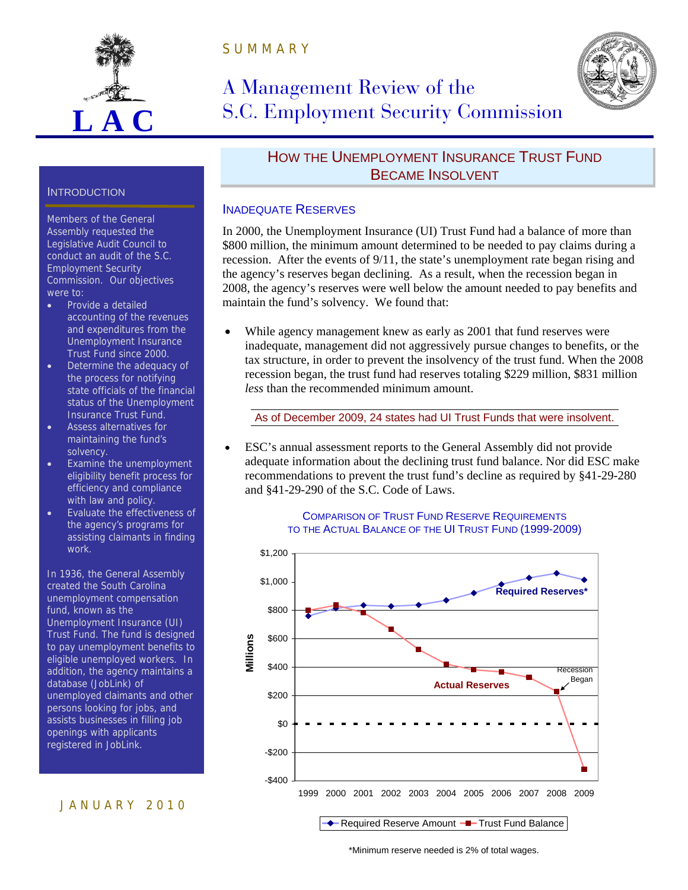SUMMARY

# A Management Review of the S.C. Employment Security Commission

## INTRODUCTION

Members of the General Assembly requested the Legislative Audit Council to conduct an audit of the S.C. Employment Security Commission. Our objectives were to:

- Provide a detailed accounting of the revenues and expenditures from the Unemployment Insurance Trust Fund since 2000.
- Determine the adequacy of the process for notifying state officials of the financial status of the Unemployment Insurance Trust Fund.
- Assess alternatives for maintaining the fund's solvency.
- Examine the unemployment eligibility benefit process for efficiency and compliance with law and policy.
- Evaluate the effectiveness of the agency's programs for assisting claimants in finding work.

In 1936, the General Assembly created the South Carolina unemployment compensation fund, known as the Unemployment Insurance (UI) Trust Fund. The fund is designed to pay unemployment benefits to eligible unemployed workers. In addition, the agency maintains a database (JobLink) of unemployed claimants and other persons looking for jobs, and assists businesses in filling job openings with applicants registered in JobLink.

JANUARY 2010

## HOW THE UNEMPLOYMENT INSURANCE TRUST FUND BECAME INSOLVENT

### INADEQUATE RESERVES

In 2000, the Unemployment Insurance (UI) Trust Fund had a balance of more than $800 million, the minimum amount determined to be needed to pay claims during a recession. After the events of 9/11, the state's unemployment rate began rising and the agency's reserves began declining. As a result, when the recession began in 2008, the agency's reserves were well below the amount needed to pay benefits and maintain the fund's solvency. We found that:

- While agency management knew as early as 2001 that fund reserves were inadequate, management did not aggressively pursue changes to benefits, or the tax structure, in order to prevent the insolvency of the trust fund. When the 2008 recession began, the trust fund had reserves totaling $229 million, $831 million *less* than the recommended minimum amount.

As of December 2009, 24 states had UI Trust Funds that were insolvent.

- ESC's annual assessment reports to the General Assembly did not provide adequate information about the declining trust fund balance. Nor did ESC make recommendations to prevent the trust fund's decline as required by §41-29-280 and §41-29-290 of the S.C. Code of Laws.

COMPARISON OF TRUST FUND RESERVE REQUIREMENTS TO THE ACTUAL BALANCE OF THE UI TRUST FUND (1999-2009)

[Line chart, Millions ($-400 to $1,200), 1999–2009: Required Reserves* rising from about $760 in 1999 to about $1,060 in 2008 and $1,015 in 2009; Actual Reserves (Trust Fund Balance) falling from about $800 in 1999 and $835 in 2000 to about $229 in 2008 ("Recession Began") and about -$320 in 2009. Legend: Required Reserve Amount; Trust Fund Balance.]

*Minimum reserve needed is 2% of total wages.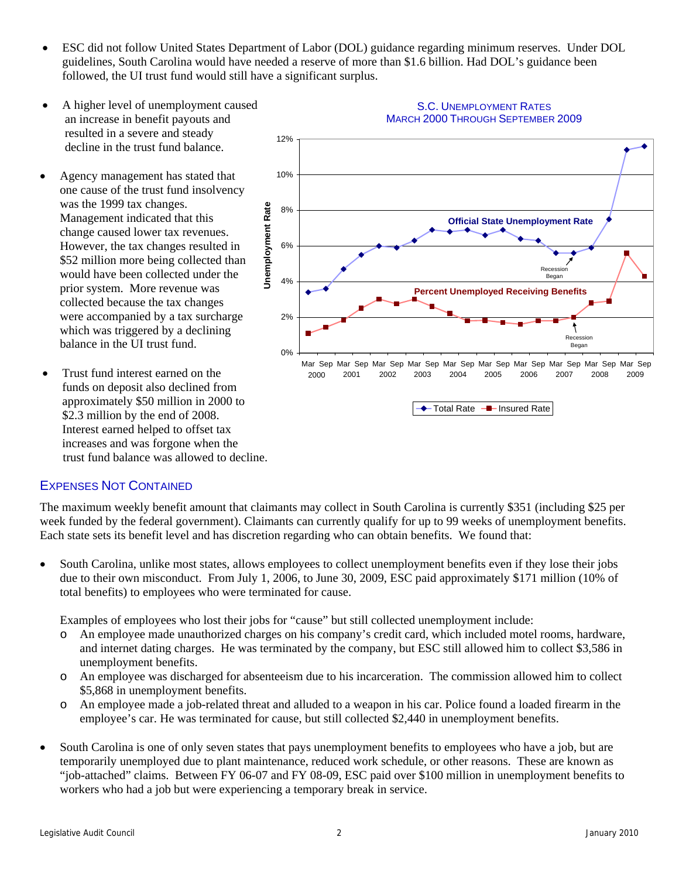- ESC did not follow United States Department of Labor (DOL) guidance regarding minimum reserves. Under DOL guidelines, South Carolina would have needed a reserve of more than $1.6 billion. Had DOL's guidance been followed, the UI trust fund would still have a significant surplus.

- A higher level of unemployment caused an increase in benefit payouts and resulted in a severe and steady decline in the trust fund balance.

- Agency management has stated that one cause of the trust fund insolvency was the 1999 tax changes. Management indicated that this change caused lower tax revenues. However, the tax changes resulted in $52 million more being collected than would have been collected under the prior system. More revenue was collected because the tax changes were accompanied by a tax surcharge which was triggered by a declining balance in the UI trust fund.

- Trust fund interest earned on the funds on deposit also declined from approximately $50 million in 2000 to $2.3 million by the end of 2008. Interest earned helped to offset tax increases and was forgone when the trust fund balance was allowed to decline.

S.C. UNEMPLOYMENT RATES
MARCH 2000 THROUGH SEPTEMBER 2009

## EXPENSES NOT CONTAINED

The maximum weekly benefit amount that claimants may collect in South Carolina is currently $351 (including $25 per week funded by the federal government). Claimants can currently qualify for up to 99 weeks of unemployment benefits. Each state sets its benefit level and has discretion regarding who can obtain benefits. We found that:

- South Carolina, unlike most states, allows employees to collect unemployment benefits even if they lose their jobs due to their own misconduct. From July 1, 2006, to June 30, 2009, ESC paid approximately $171 million (10% of total benefits) to employees who were terminated for cause.

  Examples of employees who lost their jobs for "cause" but still collected unemployment include:
  - An employee made unauthorized charges on his company's credit card, which included motel rooms, hardware, and internet dating charges. He was terminated by the company, but ESC still allowed him to collect $3,586 in unemployment benefits.
  - An employee was discharged for absenteeism due to his incarceration. The commission allowed him to collect $5,868 in unemployment benefits.
  - An employee made a job-related threat and alluded to a weapon in his car. Police found a loaded firearm in the employee's car. He was terminated for cause, but still collected $2,440 in unemployment benefits.

- South Carolina is one of only seven states that pays unemployment benefits to employees who have a job, but are temporarily unemployed due to plant maintenance, reduced work schedule, or other reasons. These are known as "job-attached" claims. Between FY 06-07 and FY 08-09, ESC paid over $100 million in unemployment benefits to workers who had a job but were experiencing a temporary break in service.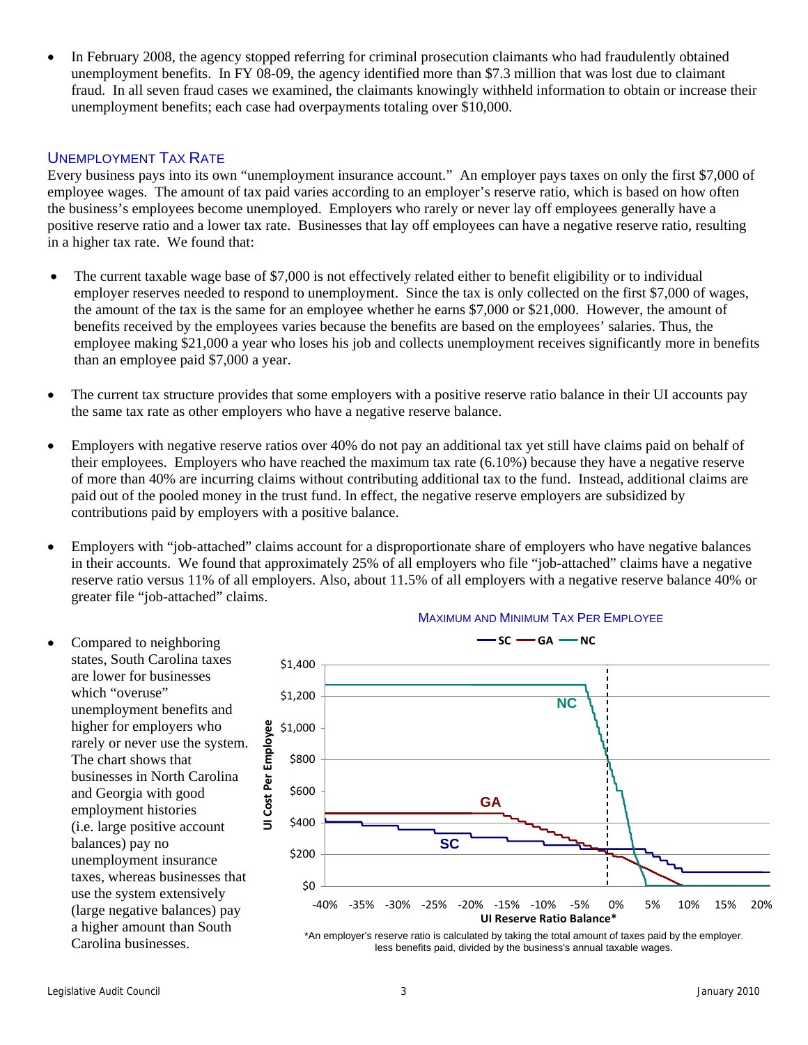- In February 2008, the agency stopped referring for criminal prosecution claimants who had fraudulently obtained unemployment benefits. In FY 08-09, the agency identified more than $7.3 million that was lost due to claimant fraud. In all seven fraud cases we examined, the claimants knowingly withheld information to obtain or increase their unemployment benefits; each case had overpayments totaling over $10,000.

## UNEMPLOYMENT TAX RATE

Every business pays into its own "unemployment insurance account." An employer pays taxes on only the first $7,000 of employee wages. The amount of tax paid varies according to an employer's reserve ratio, which is based on how often the business's employees become unemployed. Employers who rarely or never lay off employees generally have a positive reserve ratio and a lower tax rate. Businesses that lay off employees can have a negative reserve ratio, resulting in a higher tax rate. We found that:

- The current taxable wage base of $7,000 is not effectively related either to benefit eligibility or to individual employer reserves needed to respond to unemployment. Since the tax is only collected on the first $7,000 of wages, the amount of the tax is the same for an employee whether he earns $7,000 or $21,000. However, the amount of benefits received by the employees varies because the benefits are based on the employees' salaries. Thus, the employee making $21,000 a year who loses his job and collects unemployment receives significantly more in benefits than an employee paid $7,000 a year.

- The current tax structure provides that some employers with a positive reserve ratio balance in their UI accounts pay the same tax rate as other employers who have a negative reserve balance.

- Employers with negative reserve ratios over 40% do not pay an additional tax yet still have claims paid on behalf of their employees. Employers who have reached the maximum tax rate (6.10%) because they have a negative reserve of more than 40% are incurring claims without contributing additional tax to the fund. Instead, additional claims are paid out of the pooled money in the trust fund. In effect, the negative reserve employers are subsidized by contributions paid by employers with a positive balance.

- Employers with "job-attached" claims account for a disproportionate share of employers who have negative balances in their accounts. We found that approximately 25% of all employers who file "job-attached" claims have a negative reserve ratio versus 11% of all employers. Also, about 11.5% of all employers with a negative reserve balance 40% or greater file "job-attached" claims.

- Compared to neighboring states, South Carolina taxes are lower for businesses which "overuse" unemployment benefits and higher for employers who rarely or never use the system. The chart shows that businesses in North Carolina and Georgia with good employment histories (i.e. large positive account balances) pay no unemployment insurance taxes, whereas businesses that use the system extensively (large negative balances) pay a higher amount than South Carolina businesses.

**MAXIMUM AND MINIMUM TAX PER EMPLOYEE**

*An employer's reserve ratio is calculated by taking the total amount of taxes paid by the employer, less benefits paid, divided by the business's annual taxable wages.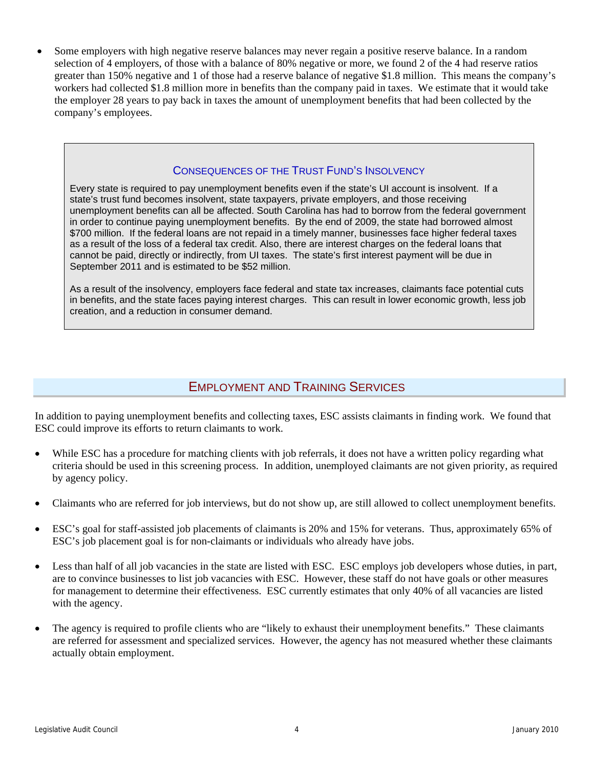- Some employers with high negative reserve balances may never regain a positive reserve balance. In a random selection of 4 employers, of those with a balance of 80% negative or more, we found 2 of the 4 had reserve ratios greater than 150% negative and 1 of those had a reserve balance of negative $1.8 million. This means the company's workers had collected $1.8 million more in benefits than the company paid in taxes. We estimate that it would take the employer 28 years to pay back in taxes the amount of unemployment benefits that had been collected by the company's employees.

### CONSEQUENCES OF THE TRUST FUND'S INSOLVENCY

Every state is required to pay unemployment benefits even if the state's UI account is insolvent. If a state's trust fund becomes insolvent, state taxpayers, private employers, and those receiving unemployment benefits can all be affected. South Carolina has had to borrow from the federal government in order to continue paying unemployment benefits. By the end of 2009, the state had borrowed almost $700 million. If the federal loans are not repaid in a timely manner, businesses face higher federal taxes as a result of the loss of a federal tax credit. Also, there are interest charges on the federal loans that cannot be paid, directly or indirectly, from UI taxes. The state's first interest payment will be due in September 2011 and is estimated to be $52 million.

As a result of the insolvency, employers face federal and state tax increases, claimants face potential cuts in benefits, and the state faces paying interest charges. This can result in lower economic growth, less job creation, and a reduction in consumer demand.

## EMPLOYMENT AND TRAINING SERVICES

In addition to paying unemployment benefits and collecting taxes, ESC assists claimants in finding work. We found that ESC could improve its efforts to return claimants to work.

- While ESC has a procedure for matching clients with job referrals, it does not have a written policy regarding what criteria should be used in this screening process. In addition, unemployed claimants are not given priority, as required by agency policy.

- Claimants who are referred for job interviews, but do not show up, are still allowed to collect unemployment benefits.

- ESC's goal for staff-assisted job placements of claimants is 20% and 15% for veterans. Thus, approximately 65% of ESC's job placement goal is for non-claimants or individuals who already have jobs.

- Less than half of all job vacancies in the state are listed with ESC. ESC employs job developers whose duties, in part, are to convince businesses to list job vacancies with ESC. However, these staff do not have goals or other measures for management to determine their effectiveness. ESC currently estimates that only 40% of all vacancies are listed with the agency.

- The agency is required to profile clients who are "likely to exhaust their unemployment benefits." These claimants are referred for assessment and specialized services. However, the agency has not measured whether these claimants actually obtain employment.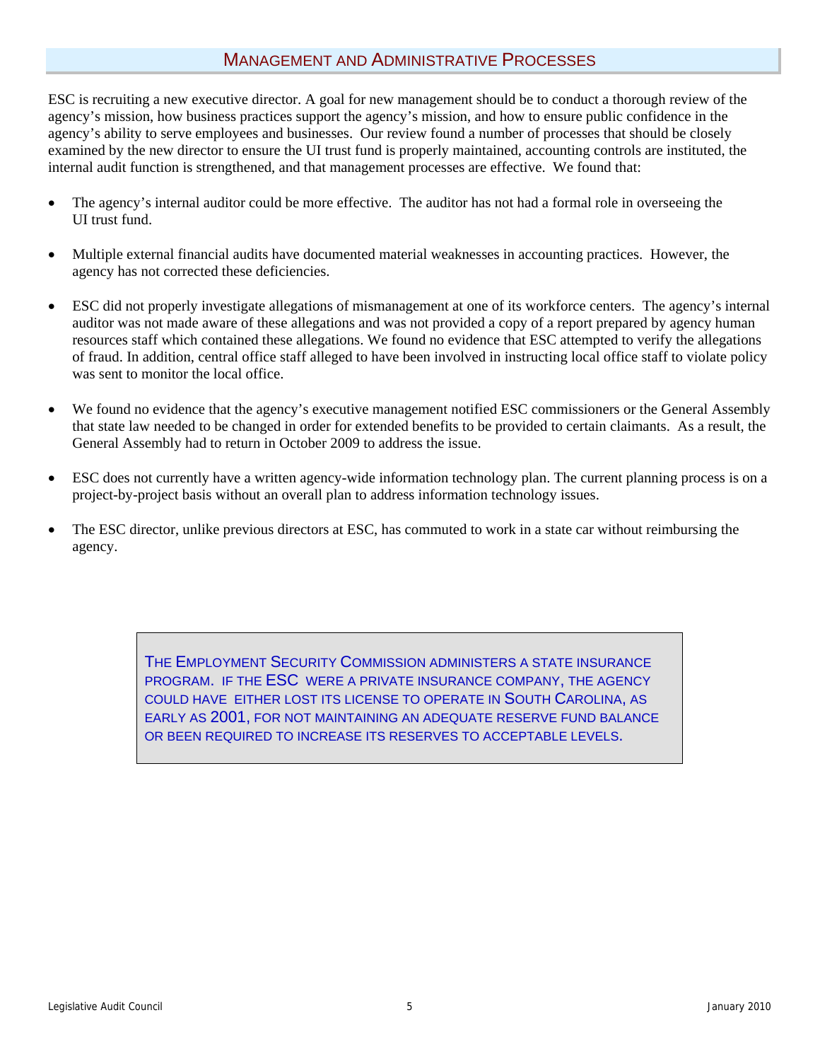## Management and Administrative Processes

ESC is recruiting a new executive director. A goal for new management should be to conduct a thorough review of the agency's mission, how business practices support the agency's mission, and how to ensure public confidence in the agency's ability to serve employees and businesses. Our review found a number of processes that should be closely examined by the new director to ensure the UI trust fund is properly maintained, accounting controls are instituted, the internal audit function is strengthened, and that management processes are effective. We found that:

- The agency's internal auditor could be more effective. The auditor has not had a formal role in overseeing the UI trust fund.
- Multiple external financial audits have documented material weaknesses in accounting practices. However, the agency has not corrected these deficiencies.
- ESC did not properly investigate allegations of mismanagement at one of its workforce centers. The agency's internal auditor was not made aware of these allegations and was not provided a copy of a report prepared by agency human resources staff which contained these allegations. We found no evidence that ESC attempted to verify the allegations of fraud. In addition, central office staff alleged to have been involved in instructing local office staff to violate policy was sent to monitor the local office.
- We found no evidence that the agency's executive management notified ESC commissioners or the General Assembly that state law needed to be changed in order for extended benefits to be provided to certain claimants. As a result, the General Assembly had to return in October 2009 to address the issue.
- ESC does not currently have a written agency-wide information technology plan. The current planning process is on a project-by-project basis without an overall plan to address information technology issues.
- The ESC director, unlike previous directors at ESC, has commuted to work in a state car without reimbursing the agency.

> THE EMPLOYMENT SECURITY COMMISSION ADMINISTERS A STATE INSURANCE PROGRAM. IF THE ESC WERE A PRIVATE INSURANCE COMPANY, THE AGENCY COULD HAVE EITHER LOST ITS LICENSE TO OPERATE IN SOUTH CAROLINA, AS EARLY AS 2001, FOR NOT MAINTAINING AN ADEQUATE RESERVE FUND BALANCE OR BEEN REQUIRED TO INCREASE ITS RESERVES TO ACCEPTABLE LEVELS.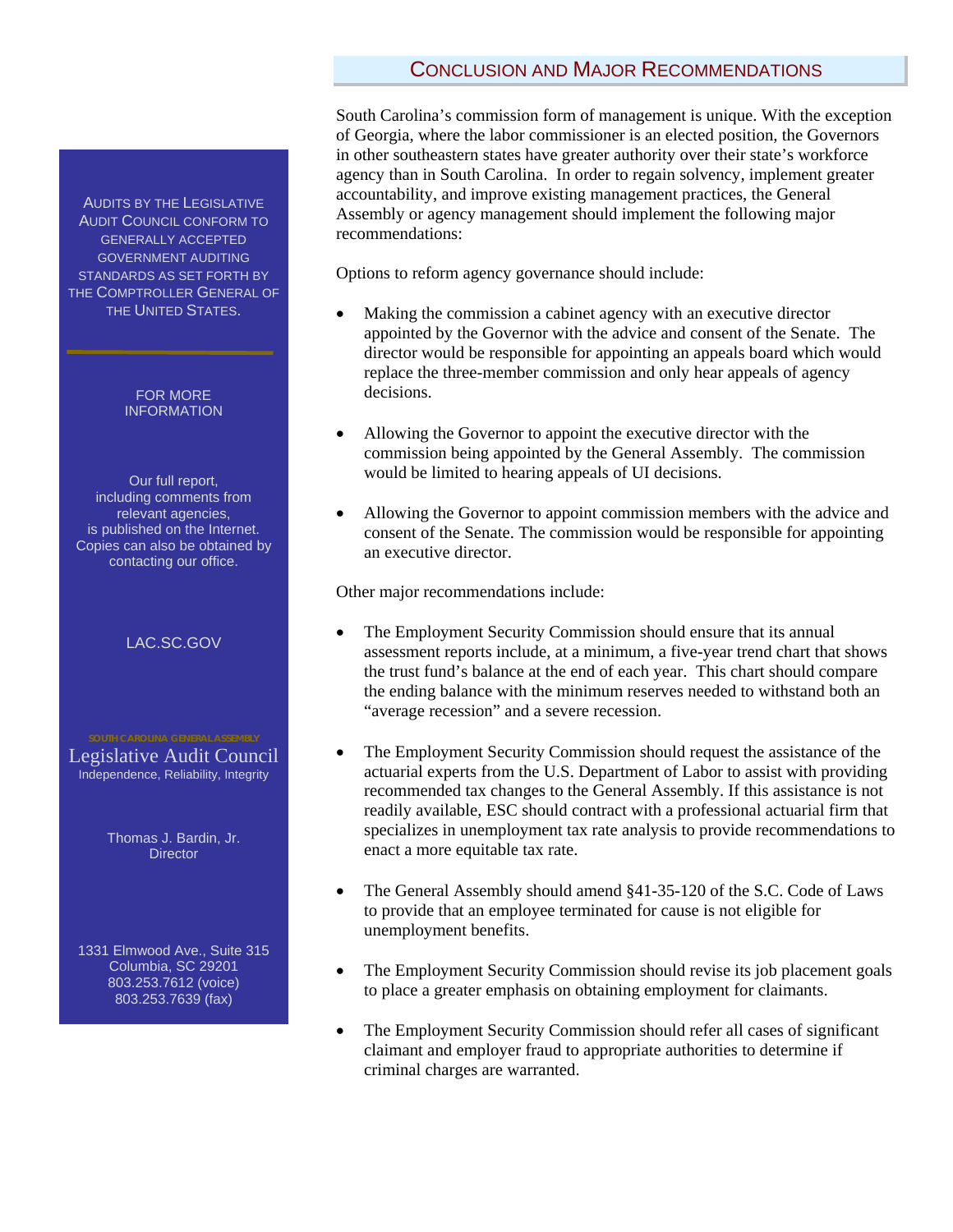## Conclusion and Major Recommendations

South Carolina's commission form of management is unique. With the exception of Georgia, where the labor commissioner is an elected position, the Governors in other southeastern states have greater authority over their state's workforce agency than in South Carolina. In order to regain solvency, implement greater accountability, and improve existing management practices, the General Assembly or agency management should implement the following major recommendations:

Options to reform agency governance should include:

- Making the commission a cabinet agency with an executive director appointed by the Governor with the advice and consent of the Senate. The director would be responsible for appointing an appeals board which would replace the three-member commission and only hear appeals of agency decisions.

- Allowing the Governor to appoint the executive director with the commission being appointed by the General Assembly. The commission would be limited to hearing appeals of UI decisions.

- Allowing the Governor to appoint commission members with the advice and consent of the Senate. The commission would be responsible for appointing an executive director.

Other major recommendations include:

- The Employment Security Commission should ensure that its annual assessment reports include, at a minimum, a five-year trend chart that shows the trust fund's balance at the end of each year. This chart should compare the ending balance with the minimum reserves needed to withstand both an "average recession" and a severe recession.

- The Employment Security Commission should request the assistance of the actuarial experts from the U.S. Department of Labor to assist with providing recommended tax changes to the General Assembly. If this assistance is not readily available, ESC should contract with a professional actuarial firm that specializes in unemployment tax rate analysis to provide recommendations to enact a more equitable tax rate.

- The General Assembly should amend §41-35-120 of the S.C. Code of Laws to provide that an employee terminated for cause is not eligible for unemployment benefits.

- The Employment Security Commission should revise its job placement goals to place a greater emphasis on obtaining employment for claimants.

- The Employment Security Commission should refer all cases of significant claimant and employer fraud to appropriate authorities to determine if criminal charges are warranted.

Audits by the Legislative Audit Council conform to generally accepted government auditing standards as set forth by the Comptroller General of the United States.

FOR MORE INFORMATION

Our full report, including comments from relevant agencies, is published on the Internet. Copies can also be obtained by contacting our office.

LAC.SC.GOV

SOUTH CAROLINA GENERAL ASSEMBLY

**Legislative Audit Council**

Independence, Reliability, Integrity

Thomas J. Bardin, Jr.
Director

1331 Elmwood Ave., Suite 315
Columbia, SC 29201
803.253.7612 (voice)
803.253.7639 (fax)